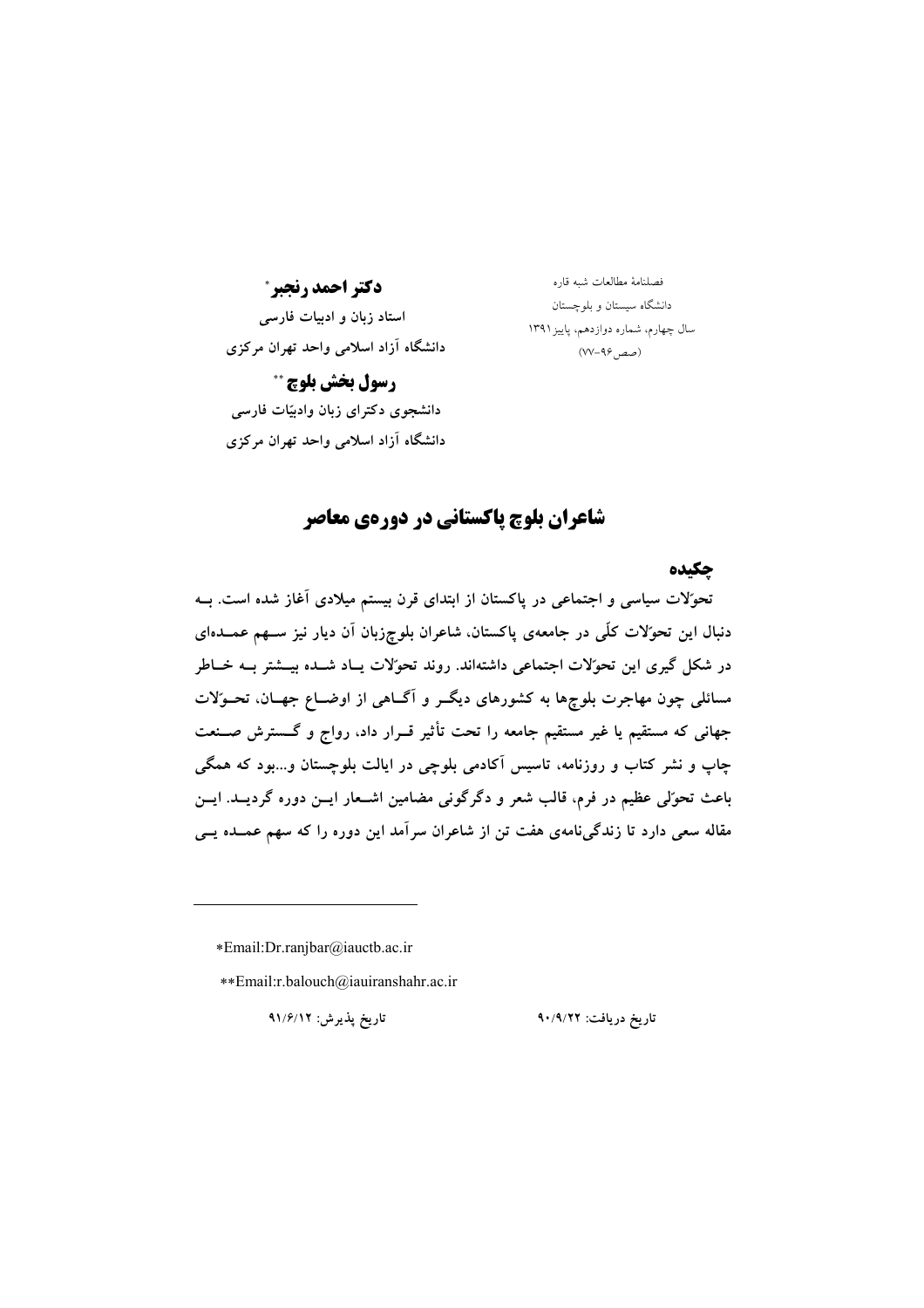فصلنامهٔ مطالعات شبه قاره
دانشگاه سیستان و بلوچستان
سال چهارم، شماره دوازدهم، پاییز ۱۳۹۱
(صص ۹۶-۷۷)

**دکتر احمد رنجبر**[*]
**استاد زبان و ادبیات فارسی**
**دانشگاه آزاد اسلامی واحد تهران مرکزی**

**رسول بخش بلوچ**[**]
**دانشجوی دکترای زبان وادبیّات فارسی**
**دانشگاه آزاد اسلامی واحد تهران مرکزی**

# شاعران بلوچ پاکستانی در دوره‌ی معاصر

## چکیده

**تحوّلات سیاسی و اجتماعی در پاکستان از ابتدای قرن بیستم میلادی آغاز شده است. به دنبال این تحوّلات کلّی در جامعه‌ی پاکستان، شاعران بلوچ‌زبان آن دیار نیز سهم عمده‌ای در شکل گیری این تحوّلات اجتماعی داشته‌اند. روند تحوّلات یاد شده بیشتر به خاطر مسائلی چون مهاجرت بلوچ‌ها به کشورهای دیگر و آگاهی از اوضاع جهان، تحوّلات جهانی که مستقیم یا غیر مستقیم جامعه را تحت تأثیر قرار داد، رواج و گسترش صنعت چاپ و نشر کتاب و روزنامه، تاسیس آکادمی بلوچی در ایالت بلوچستان و...بود که همگی باعث تحوّلی عظیم در فرم، قالب شعر و دگرگونی مضامین اشعار این دوره گردید. این مقاله سعی دارد تا زندگی‌نامه‌ی هفت تن از شاعران سرآمد این دوره را که سهم عمده یی**

---

*Email:Dr.ranjbar@iauctb.ac.ir

**Email:r.balouch@iauiranshahr.ac.ir

تاریخ دریافت: ۹۰/۹/۲۲ &emsp;&emsp; تاریخ پذیرش: ۹۱/۶/۱۲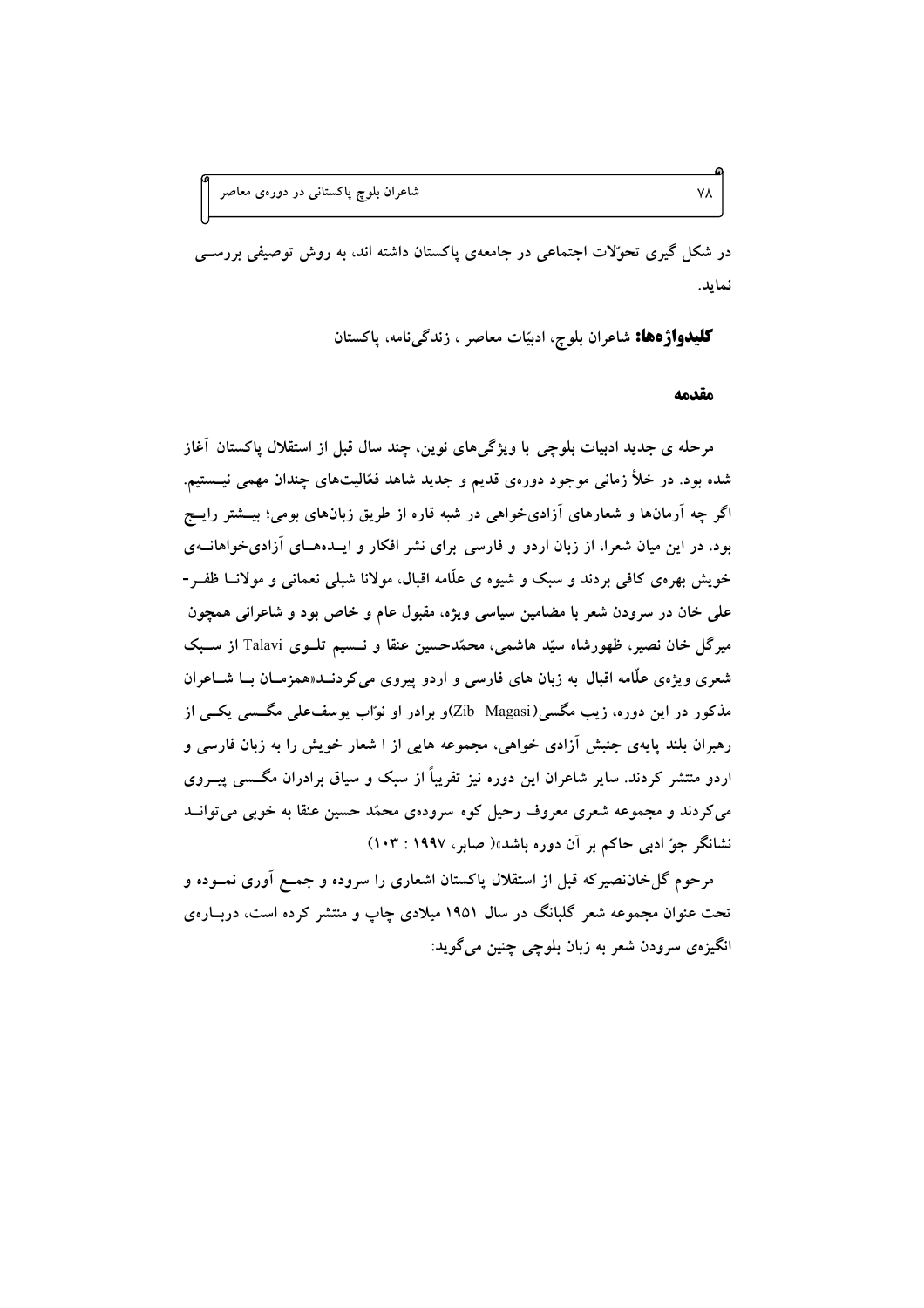در شکل گیری تحوّلات اجتماعی در جامعه‌ی پاکستان داشته اند، به روش توصیفی بررسی نماید.

**کلیدواژه‌ها:** شاعران بلوچ، ادبیّات معاصر ، زندگی‌نامه، پاکستان

## مقدمه

مرحله ی جدید ادبیات بلوچی با ویژگی‌های نوین، چند سال قبل از استقلال پاکستان آغاز شده بود. در خلأ زمانی موجود دوره‌ی قدیم و جدید شاهد فعّالیت‌های چندان مهمی نیستیم. اگر چه آرمان‌ها و شعارهای آزادی‌خواهی در شبه قاره از طریق زبان‌های بومی؛ بیشتر رایج بود. در این میان شعرا، از زبان اردو و فارسی برای نشر افکار و ایده‌های آزادی‌خواهانه‌ی خویش بهره‌ی کافی بردند و سبک و شیوه ی علّامه اقبال، مولانا شبلی نعمانی و مولانا ظفر-علی خان در سرودن شعر با مضامین سیاسی ویژه، مقبول عام و خاص بود و شاعرانی همچون میرگل خان نصیر، ظهورشاه سیّد هاشمی، محمّدحسین عنقا و نسیم تلوی Talavi از سبک شعری ویژه‌ی علّامه اقبال به زبان های فارسی و اردو پیروی می‌کردند«همزمان با شاعران مذکور در این دوره، زیب مگسی(Zib Magasi)و برادر او نوّاب یوسف‌علی مگسی یکی از رهبران بلند پایه‌ی جنبش آزادی خواهی، مجموعه هایی از ا شعار خویش را به زبان فارسی و اردو منتشر کردند. سایر شاعران این دوره نیز تقریباً از سبک و سیاق برادران مگسی پیروی می‌کردند و مجموعه شعری معروف رحیل کوه سروده‌ی محمّد حسین عنقا به خوبی می‌تواند نشانگر جوّ ادبی حاکم بر آن دوره باشد»( صابر، ۱۹۹۷ : ۱۰۳)

مرحوم گل‌خان‌نصیرکه قبل از استقلال پاکستان اشعاری را سروده و جمع آوری نموده و تحت عنوان مجموعه شعر گلبانگ در سال ۱۹۵۱ میلادی چاپ و منتشر کرده است، درباره‌ی انگیزه‌ی سرودن شعر به زبان بلوچی چنین می‌گوید: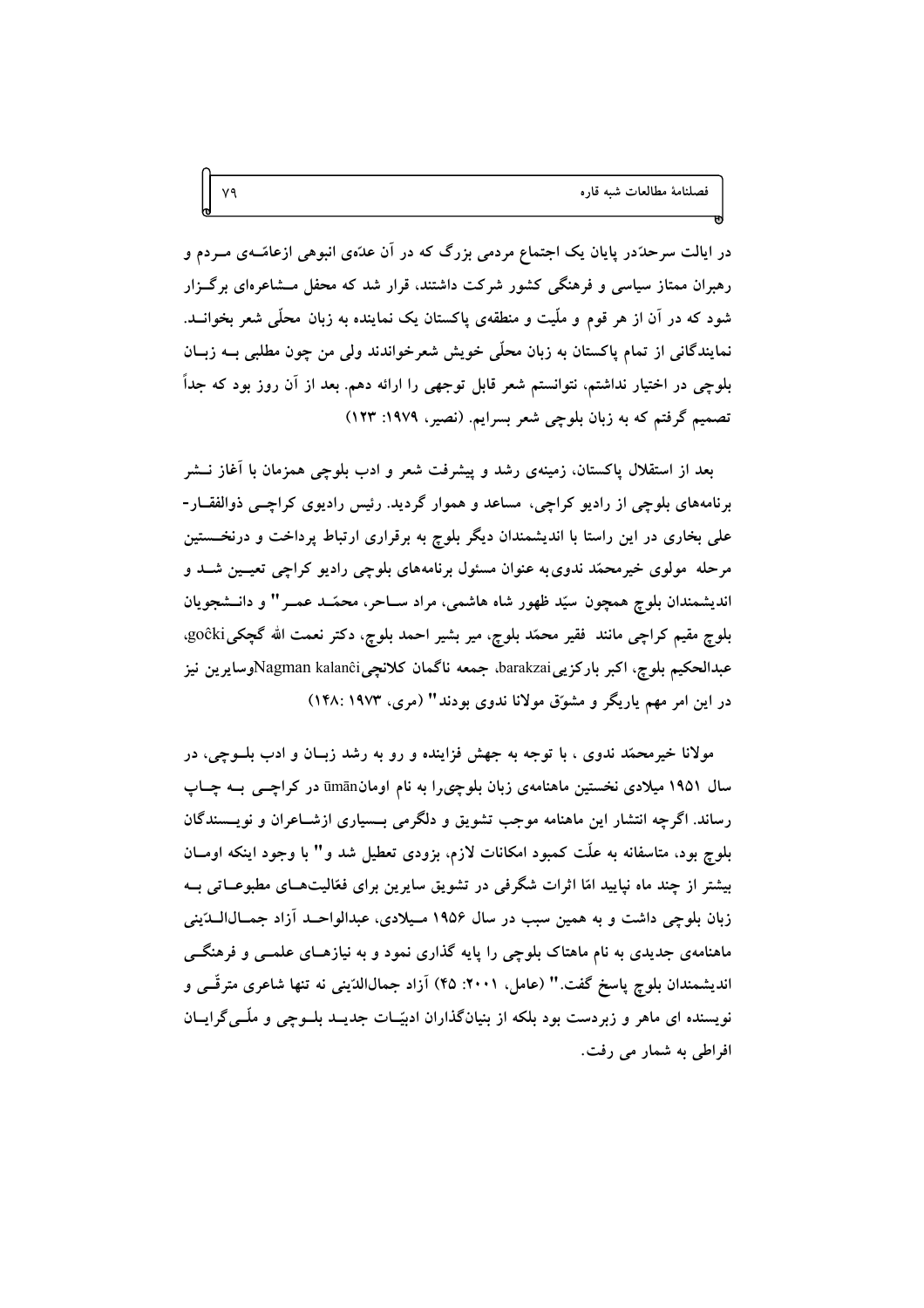در ایالت سرحدّدر پایان یک اجتماع مردمی بزرگ که در آن عدّه‌ی انبوهی ازعامّه‌ی مـردم و رهبران ممتاز سیاسی و فرهنگی کشور شرکت داشتند، قرار شد که محفل مـشاعره‌ای برگـزار شود که در آن از هر قوم و ملّیت و منطقه‌ی پاکستان یک نماینده به زبان محلّی شعر بخوانـد. نمایندگانی از تمام پاکستان به زبان محلّی خویش شعرخواندند ولی من چون مطلبی بـه زبـان بلوچی در اختیار نداشتم، نتوانستم شعر قابل توجهی را ارائه دهم. بعد از آن روز بود که جداً تصمیم گرفتم که به زبان بلوچی شعر بسرایم. (نصیر، ۱۹۷۹: ۱۲۳)

بعد از استقلال پاکستان، زمینه‌ی رشد و پیشرفت شعر و ادب بلوچی همزمان با آغاز نـشر برنامه‌های بلوچی از رادیو کراچی، مساعد و هموار گردید. رئیس رادیوی کراچـی ذوالفقـار-علی بخاری در این راستا با اندیشمندان دیگر بلوچ به برقراری ارتباط پرداخت و درنخـستین مرحله مولوی خیرمحمّد ندوی به عنوان مسئول برنامه‌های بلوچی رادیو کراچی تعیـین شـد و اندیشمندان بلوچ همچون سیّد ظهور شاه هاشمی، مراد سـاحر، محمّـد عمـر" و دانـشجویان بلوچ مقیم کراچی مانند فقیر محمّد بلوچ، میر بشیر احمد بلوچ، دکتر نعمت الله گچکیgoĉki، عبدالحکیم بلوچ، اکبر بارکزییbarakzai، جمعه ناگمان کلانچیNagman kalanĉiوسایرین نیز در این امر مهم یاریگر و مشوّق مولانا ندوی بودند" (مری، ۱۹۷۳ :۱۴۸)

مولانا خیرمحمّد ندوی ، با توجه به جهش فزاینده و رو به رشد زبـان و ادب بلـوچی، در سال ۱۹۵۱ میلادی نخستین ماهنامه‌ی زبان بلوچی‌را به نام اومانūmān در کراچـی بـه چـاپ رساند. اگرچه انتشار این ماهنامه موجب تشویق و دلگرمی بـسیاری ازشـاعران و نویـسندگان بلوچ بود، متاسفانه به علّت کمبود امکانات لازم، بزودی تعطیل شد و" با وجود اینکه اومـان بیشتر از چند ماه نپایید امّا اثرات شگرفی در تشویق سایرین برای فعّالیت‌هـای مطبوعـاتی بـه زبان بلوچی داشت و به همین سبب در سال ۱۹۵۶ مـیلادی، عبدالواحـد آزاد جمـال‌الـدّینی ماهنامه‌ی جدیدی به نام ماهتاک بلوچی را پایه گذاری نمود و به نیازهـای علمـی و فرهنگـی اندیشمندان بلوچ پاسخ گفت." (عامل، ۲۰۰۱: ۴۵) آزاد جمال‌الدّینی نه تنها شاعری مترقّـی و نویسنده ای ماهر و زبردست بود بلکه از بنیان‌گذاران ادبیّـات جدیـد بلـوچی و ملّـی‌گرایـان افراطی به شمار می رفت.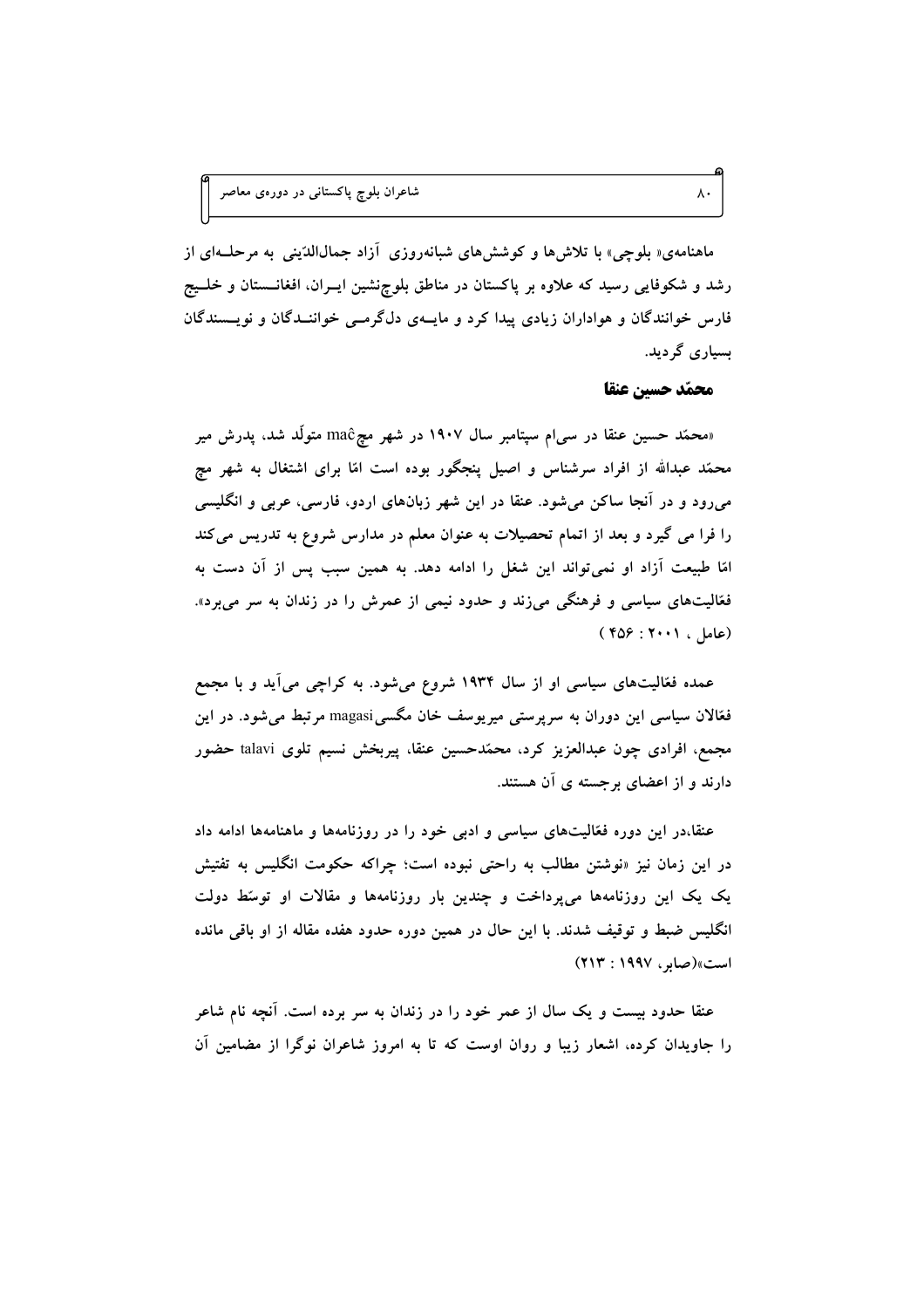ماهنامه‌ی« بلوچی» با تلاش‌ها و کوشش‌های شبانه‌روزی آزاد جمال‌الدّینی به مرحلـه‌ای از رشد و شکوفایی رسید که علاوه بر پاکستان در مناطق بلوچ‌نشین ایـران، افغانـستان و خلـیج فارس خوانندگان و هواداران زیادی پیدا کرد و مایـه‌ی دل‌گرمـی خواننـدگان و نویـسندگان بسیاری گردید.

## محمّد حسین عنقا

«محمّد حسین عنقا در سی‌ام سپتامبر سال ۱۹۰۷ در شهر مچ maĉ متولّد شد، پدرش میر محمّد عبدالله از افراد سرشناس و اصیل پنجگور بوده است امّا برای اشتغال به شهر مچ می‌رود و در آنجا ساکن می‌شود. عنقا در این شهر زبان‌های اردو، فارسی، عربی و انگلیسی را فرا می گیرد و بعد از اتمام تحصیلات به عنوان معلم در مدارس شروع به تدریس می‌کند امّا طبیعت آزاد او نمی‌تواند این شغل را ادامه دهد. به همین سبب پس از آن دست به فعّالیت‌های سیاسی و فرهنگی می‌زند و حدود نیمی از عمرش را در زندان به سر می‌برد». (عامل ، ۲۰۰۱ : ۴۵۶ )

عمده فعّالیت‌های سیاسی او از سال ۱۹۳۴ شروع می‌شود. به کراچی می‌آید و با مجمع فعّالان سیاسی این دوران به سرپرستی میریوسف خان مگسی magasi مرتبط می‌شود. در این مجمع، افرادی چون عبدالعزیز کرد، محمّدحسین عنقا، پیربخش نسیم تلوی talavi حضور دارند و از اعضای برجسته ی آن هستند.

عنقا،در این دوره فعّالیت‌های سیاسی و ادبی خود را در روزنامه‌ها و ماهنامه‌ها ادامه داد در این زمان نیز «نوشتن مطالب به راحتی نبوده است؛ چراکه حکومت انگلیس به تفتیش یک یک این روزنامه‌ها می‌پرداخت و چندین بار روزنامه‌ها و مقالات او توسّط دولت انگلیس ضبط و توقیف شدند. با این حال در همین دوره حدود هفده مقاله از او باقی مانده است»(صابر، ۱۹۹۷ : ۲۱۳)

عنقا حدود بیست و یک سال از عمر خود را در زندان به سر برده است. آنچه نام شاعر را جاویدان کرده، اشعار زیبا و روان اوست که تا به امروز شاعران نوگرا از مضامین آن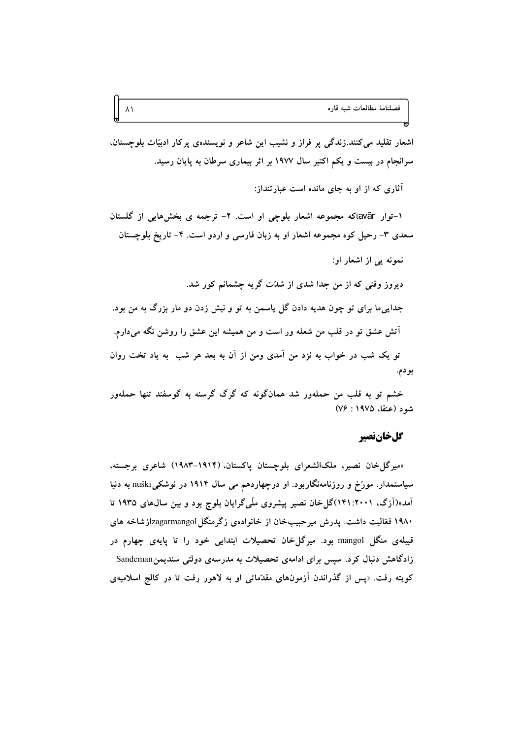اشعار تقلید می‌کنند.زندگی پر فراز و نشیب این شاعر و نویسنده‌ی پرکار ادبیّات بلوچستان، سرانجام در بیست و یکم اکتبر سال ۱۹۷۷ بر اثر بیماری سرطان به پایان رسید.

آثاری که از او به جای مانده است عبارتنداز:

۱-توار avārکه مجموعه اشعار بلوچی او است. ۲- ترجمه ی بخش‌هایی از گلستان سعدی ۳- رحیل کوه مجموعه اشعار او به زبان فارسی و اردو است. ۴- تاریخ بلوچستان

نمونه یی از اشعار او:

دیروز وقتی که از من جدا شدی از شدّت گریه چشمانم کور شد.

جدایی‌ما برای تو چون هدیه دادن گل یاسمن به تو و نیش زدن دو مار بزرگ به من بود.

آتش عشق تو در قلب من شعله ور است و من همیشه این عشق را روشن نگه می‌دارم.

تو یک شب در خواب به نزد من آمدی ومن از آن به بعد هر شب به یاد تخت روان بودم.

خشم تو به قلب من حمله‌ور شد همان‌گونه که گرگ گرسنه به گوسفند تنها حمله‌ور شود (عنقا، ۱۹۷۵ : ۷۶)

## گل‌خان‌نصیر

«میرگل‌خان نصیر، ملک‌الشعرای بلوچستان پاکستان، (۱۹۱۴-۱۹۸۳) شاعری برجسته، سیاستمدار، مورّخ و روزنامه‌نگاربود. او درچهاردهم می سال ۱۹۱۴ در نوشکیnuški به دنیا آمد»(آزگ، ۲۰۰۱:۱۴۱)گل‌خان نصیر پیشروی ملّی‌گرایان بلوچ بود و بین سال‌های ۱۹۳۵ تا ۱۹۸۰ فعّالیت داشت. پدرش میرحبیب‌خان از خانواده‌ی زگرمنگلzagarmangolازشاخه های قبیله‌ی منگل mangol بود. میرگل‌خان تحصیلات ابتدایی خود را تا پایه‌ی چهارم در زادگاهش دنبال کرد. سپس برای ادامه‌ی تحصیلات به مدرسه‌ی دولتی سندیمنSandeman کویته رفت. «پس از گذراندن آزمون‌های مقدّماتی او به لاهور رفت تا در کالج اسلامیه‌ی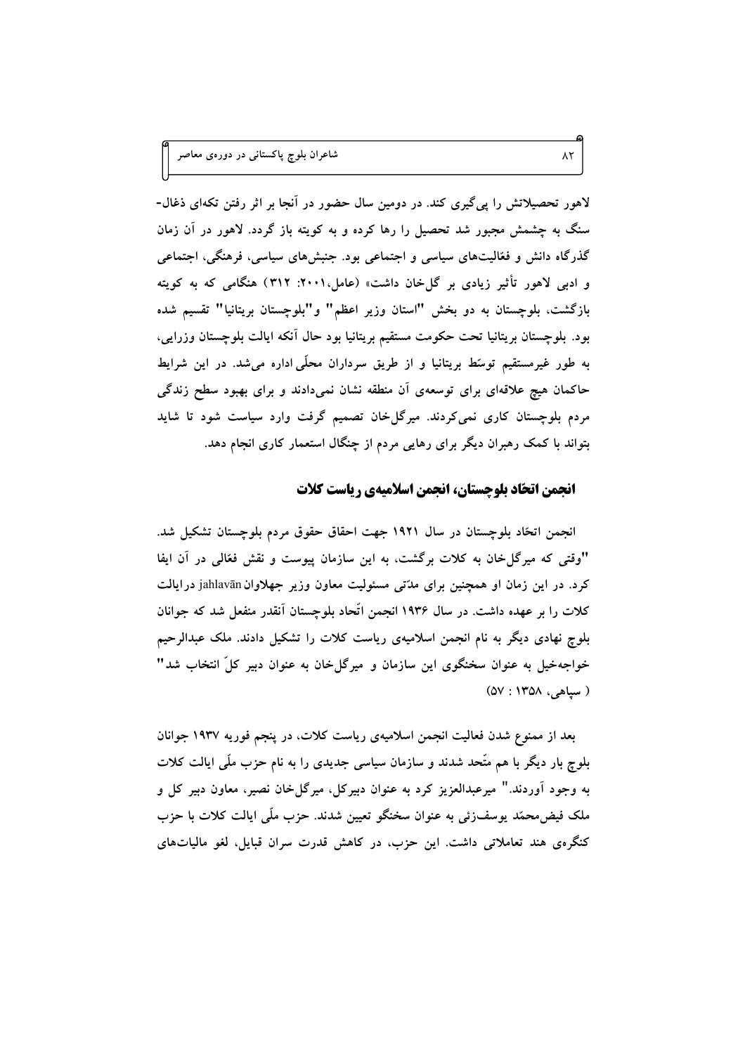لاهور تحصیلاتش را پی‌گیری کند. در دومین سال حضور در آنجا بر اثر رفتن تکه‌ای ذغال-سنگ به چشمش مجبور شد تحصیل را رها کرده و به کویته باز گردد. لاهور در آن زمان گذرگاه دانش و فعّالیت‌های سیاسی و اجتماعی بود. جنبش‌های سیاسی، فرهنگی، اجتماعی و ادبی لاهور تأثیر زیادی بر گل‌خان داشت» (عامل،۲۰۰۱: ۳۱۲) هنگامی که به کویته بازگشت، بلوچستان به دو بخش "استان وزیر اعظم" و"بلوچستان بریتانیا" تقسیم شده بود. بلوچستان بریتانیا تحت حکومت مستقیم بریتانیا بود حال آنکه ایالت بلوچستان وزرایی، به طور غیرمستقیم توسّط بریتانیا و از طریق سرداران محلّی اداره می‌شد. در این شرایط حاکمان هیچ علاقه‌ای برای توسعه‌ی آن منطقه نشان نمی‌دادند و برای بهبود سطح زندگی مردم بلوچستان کاری نمی‌کردند. میرگل‌خان تصمیم گرفت وارد سیاست شود تا شاید بتواند با کمک رهبران دیگر برای رهایی مردم از چنگال استعمار کاری انجام دهد.

## انجمن اتحّاد بلوچستان، انجمن اسلامیه‌ی ریاست کلات

انجمن اتحّاد بلوچستان در سال ۱۹۲۱ جهت احقاق حقوق مردم بلوچستان تشکیل شد. "وقتی که میرگل‌خان به کلات برگشت، به این سازمان پیوست و نقش فعّالی در آن ایفا کرد. در این زمان او همچنین برای مدّتی مسئولیت معاون وزیر جهلاوان jahlavān درایالت کلات را بر عهده داشت. در سال ۱۹۳۶ انجمن اتّحاد بلوچستان آنقدر منفعل شد که جوانان بلوچ نهادی دیگر به نام انجمن اسلامیه‌ی ریاست کلات را تشکیل دادند. ملک عبدالرحیم خواجه‌خیل به عنوان سخنگوی این سازمان و میرگل‌خان به عنوان دبیر کلّ انتخاب شد" ( سپاهی، ۱۳۵۸ : ۵۷)

بعد از ممنوع شدن فعالیت انجمن اسلامیه‌ی ریاست کلات، در پنجم فوریه ۱۹۳۷ جوانان بلوچ بار دیگر با هم متّحد شدند و سازمان سیاسی جدیدی را به نام حزب ملّی ایالت کلات به وجود آوردند." میرعبدالعزیز کرد به عنوان دبیرکل، میرگل‌خان نصیر، معاون دبیر کل و ملک فیض‌محمّد یوسف‌زئی به عنوان سخنگو تعیین شدند. حزب ملّی ایالت کلات با حزب کنگره‌ی هند تعاملاتی داشت. این حزب، در کاهش قدرت سران قبایل، لغو مالیات‌های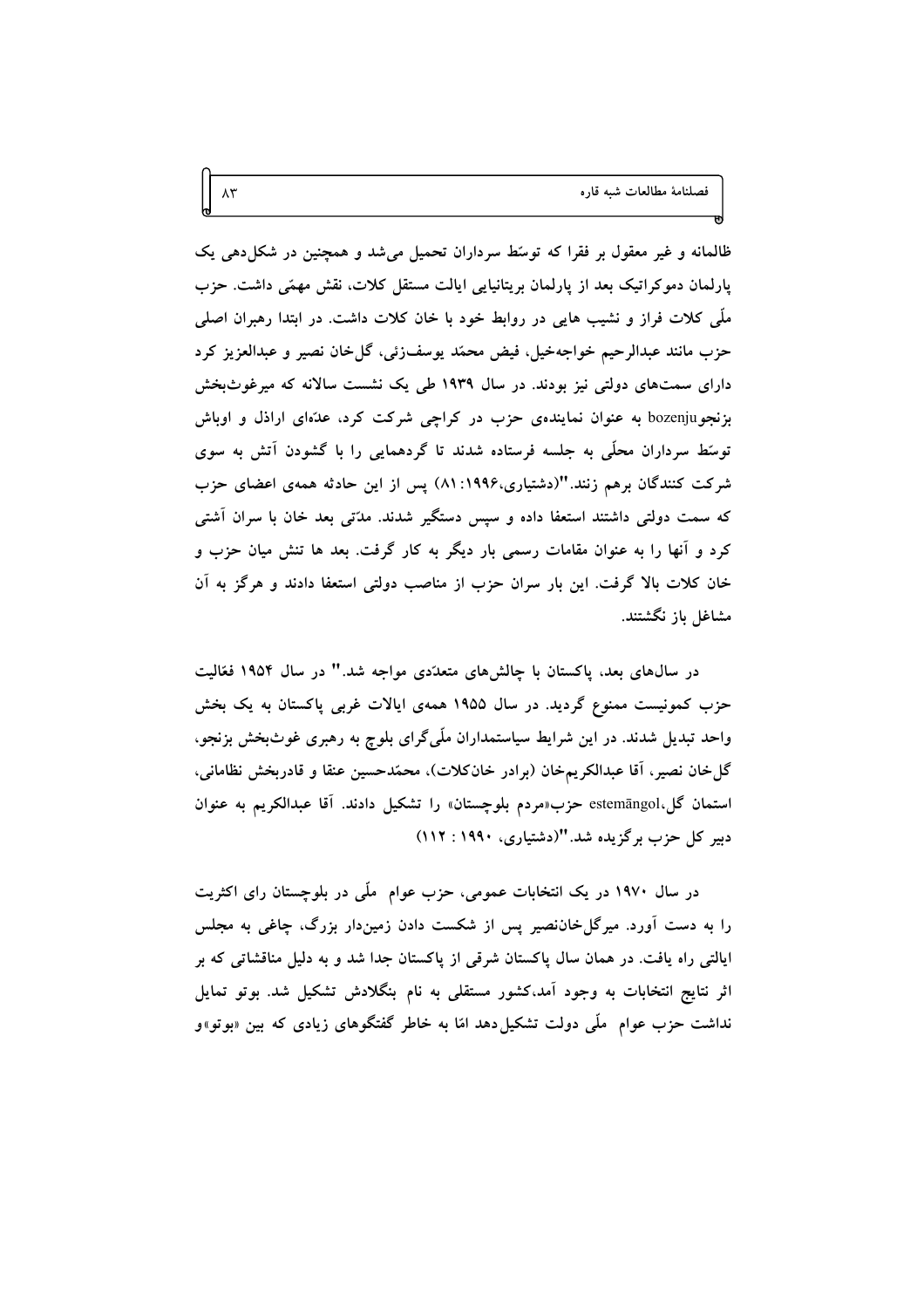ظالمانه و غیر معقول بر فقرا که توسّط سرداران تحمیل می‌شد و همچنین در شکل‌دهی یک پارلمان دموکراتیک بعد از پارلمان بریتانیایی ایالت مستقل کلات، نقش مهمّی داشت. حزب ملّی کلات فراز و نشیب هایی در روابط خود با خان کلات داشت. در ابتدا رهبران اصلی حزب مانند عبدالرحیم خواجه‌خیل، فیض محمّد یوسف‌زئی، گل‌خان نصیر و عبدالعزیز کرد دارای سمت‌های دولتی نیز بودند. در سال ۱۹۳۹ طی یک نشست سالانه که میرغوث‌بخش بزنجوbozenju به عنوان نماینده‌ی حزب در کراچی شرکت کرد، عدّه‌ای اراذل و اوباش توسّط سرداران محلّی به جلسه فرستاده شدند تا گردهمایی را با گشودن آتش به سوی شرکت کنندگان برهم زنند."(دشتیاری،۱۹۹۶: ۸۱) پس از این حادثه همه‌ی اعضای حزب که سمت دولتی داشتند استعفا داده و سپس دستگیر شدند. مدّتی بعد خان با سران آشتی کرد و آنها را به عنوان مقامات رسمی بار دیگر به کار گرفت. بعد ها تنش میان حزب و خان کلات بالا گرفت. این بار سران حزب از مناصب دولتی استعفا دادند و هرگز به آن مشاغل باز نگشتند.

در سال‌های بعد، پاکستان با چالش‌های متعدّدی مواجه شد." در سال ۱۹۵۴ فعّالیت حزب کمونیست ممنوع گردید. در سال ۱۹۵۵ همه‌ی ایالات غربی پاکستان به یک بخش واحد تبدیل شدند. در این شرایط سیاستمداران ملّی‌گرای بلوچ به رهبری غوث‌بخش بزنجو، گل‌خان نصیر، آقا عبدالکریم‌خان (برادر خان‌کلات)، محمّدحسین عنقا و قادربخش نظامانی، استمان گل،estemāngol حزب«مردم بلوچستان» را تشکیل دادند. آقا عبدالکریم به عنوان دبیر کل حزب برگزیده شد."(دشتیاری، ۱۹۹۰ : ۱۱۲)

در سال ۱۹۷۰ در یک انتخابات عمومی، حزب عوام ملّی در بلوچستان رای اکثریت را به دست آورد. میرگل‌خان‌نصیر پس از شکست دادن زمین‌دار بزرگ، چاغی به مجلس ایالتی راه یافت. در همان سال پاکستان شرقی از پاکستان جدا شد و به دلیل مناقشاتی که بر اثر نتایج انتخابات به وجود آمد،کشور مستقلی به نام بنگلادش تشکیل شد. بوتو تمایل نداشت حزب عوام ملّی دولت تشکیل‌دهد امّا به خاطر گفتگوهای زیادی که بین «بوتو»و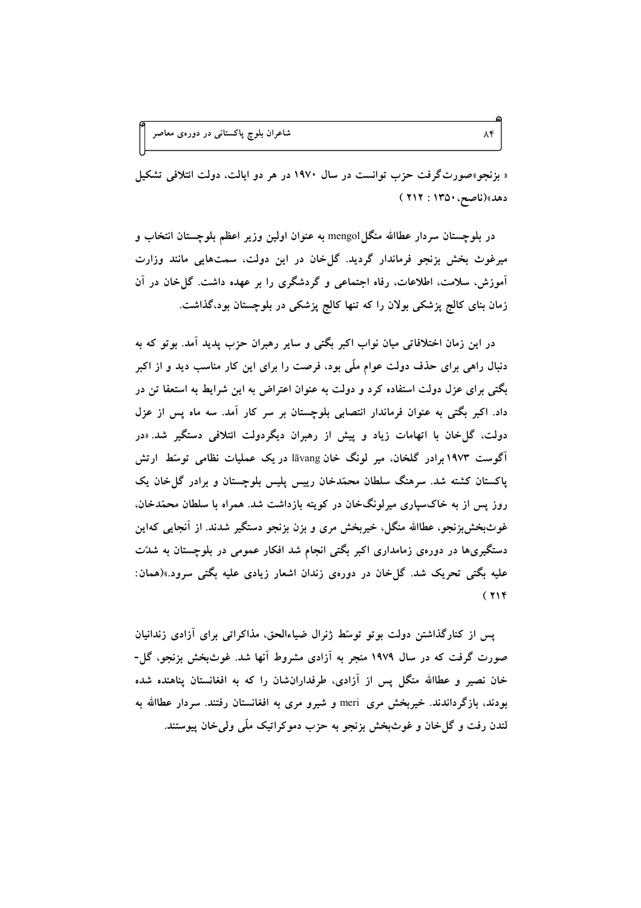« بزنجو»صورت‌گرفت حزب توانست در سال ۱۹۷۰ در هر دو ایالت، دولت ائتلافی تشکیل دهد»(ناصح، ۱۳۵۰ : ۲۱۲ )

در بلوچستان سردار عطاالله منگل mengol به عنوان اولین وزیر اعظم بلوچستان انتخاب و میرغوث بخش بزنجو فرماندار گردید. گل‌خان در این دولت، سمت‌هایی مانند وزارت آموزش، سلامت، اطلاعات، رفاه اجتماعی و گردشگری را بر عهده داشت. گل‌خان در آن زمان بنای کالج پزشکی بولان را که تنها کالج پزشکی در بلوچستان بود،گذاشت.

در این زمان اختلافاتی میان نواب اکبر بگتی و سایر رهبران حزب پدید آمد. بوتو که به دنبال راهی برای حذف دولت عوام ملّی بود، فرصت را برای این کار مناسب دید و از اکبر بگتی برای عزل دولت استفاده کرد و دولت به عنوان اعتراض به این شرایط به استعفا تن در داد. اکبر بگتی به عنوان فرماندار انتصابی بلوچستان بر سر کار آمد. سه ماه پس از عزل دولت، گل‌خان با اتهامات زیاد و پیش از رهبران دیگردولت ائتلافی دستگیر شد. «در آگوست ۱۹۷۳ برادر گلخان، میر لونگ خان lāvang در یک عملیات نظامی توسّط ارتش پاکستان کشته شد. سرهنگ سلطان محمّدخان رییس پلیس بلوچستان و برادر گل‌خان یک روز پس از به خاک‌سپاری میرلونگ‌خان در کویته بازداشت شد. همراه با سلطان محمّدخان، غوث‌بخش‌بزنجو، عطاالله منگل، خیربخش مری و بزن بزنجو دستگیر شدند. از آنجایی که‌این دستگیری‌ها در دوره‌ی زمامداری اکبر بگتی انجام شد افکار عمومی در بلوچستان به شدّت علیه بگتی تحریک شد. گل‌خان در دوره‌ی زندان اشعار زیادی علیه بگتی سرود.»(همان: ۲۱۴ )

پس از کنارگذاشتن دولت بوتو توسّط ژنرال ضیاءالحق، مذاکراتی برای آزادی زندانیان صورت گرفت که در سال ۱۹۷۹ منجر به آزادی مشروط آنها شد. غوث‌بخش بزنجو، گل-خان نصیر و عطاالله منگل پس از آزادی، طرفدارانشان را که به افغانستان پناهنده شده بودند، بازگرداندند. خیربخش مری meri و شیرو مری به افغانستان رفتند. سردار عطاالله به لندن رفت و گل‌خان و غوث‌بخش بزنجو به حزب دموکراتیک ملّی ولی‌خان پیوستند.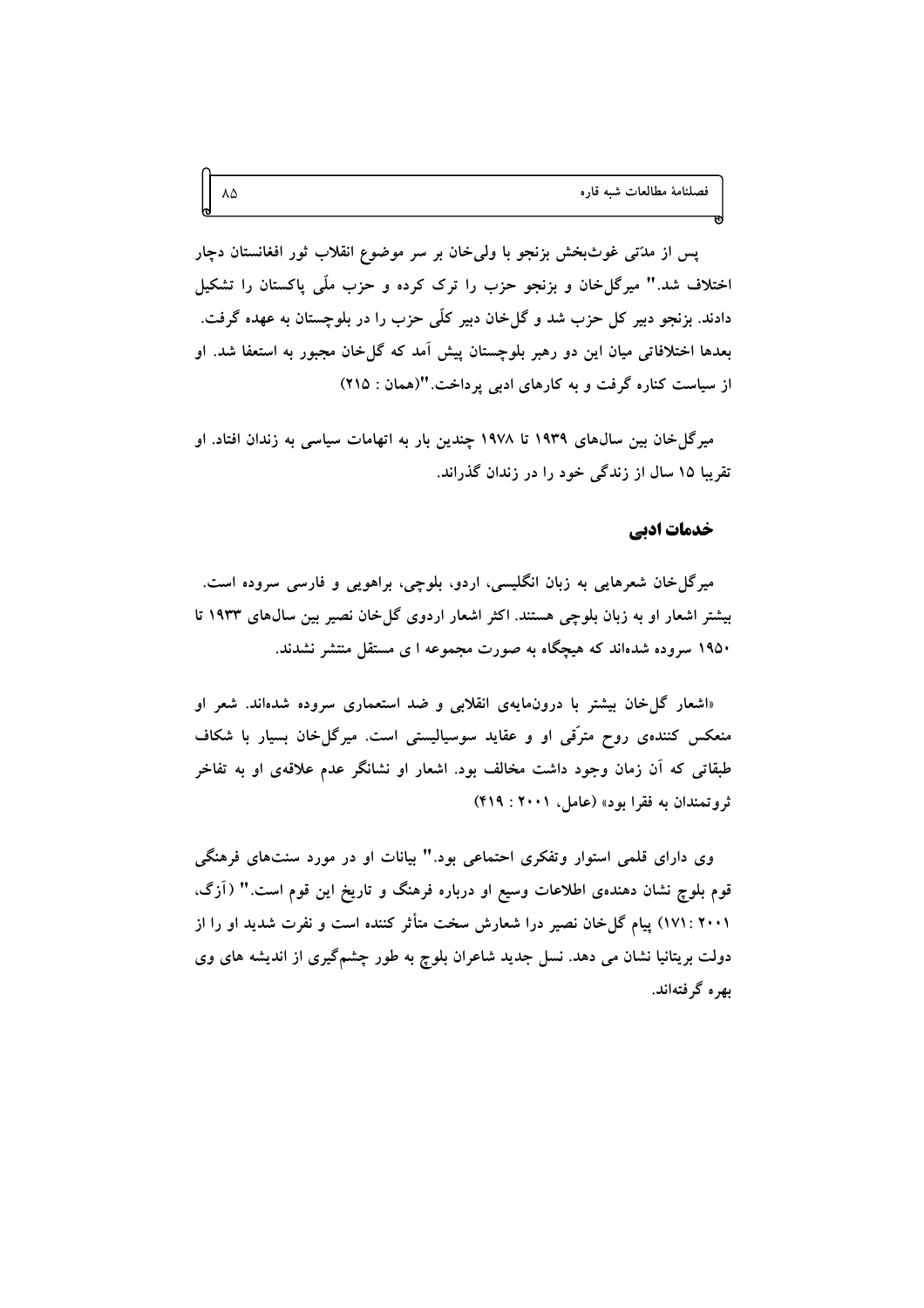پس از مدّتی غوث‌بخش بزنجو با ولی‌خان بر سر موضوع انقلاب ثور افغانستان دچار اختلاف شد." میرگل‌خان و بزنجو حزب را ترک کرده و حزب ملّی پاکستان را تشکیل دادند. بزنجو دبیر کل حزب شد و گل‌خان دبیر کلّی حزب را در بلوچستان به عهده گرفت. بعدها اختلافاتی میان این دو رهبر بلوچستان پیش آمد که گل‌خان مجبور به استعفا شد. او از سیاست کناره گرفت و به کارهای ادبی پرداخت."(همان : ۲۱۵)

میرگل‌خان بین سال‌های ۱۹۳۹ تا ۱۹۷۸ چندین بار به اتهامات سیاسی به زندان افتاد. او تقریبا ۱۵ سال از زندگی خود را در زندان گذراند.

## خدمات ادبی

میرگل‌خان شعرهایی به زبان انگلیسی، اردو، بلوچی، براهویی و فارسی سروده است. بیشتر اشعار او به زبان بلوچی هستند. اکثر اشعار اردوی گل‌خان نصیر بین سال‌های ۱۹۳۳ تا ۱۹۵۰ سروده شده‌اند که هیچگاه به صورت مجموعه ا ی مستقل منتشر نشدند.

«اشعار گل‌خان بیشتر با درون‌مایه‌ی انقلابی و ضد استعماری سروده شده‌اند. شعر او منعکس کننده‌ی روح مترّقی او و عقاید سوسیالیستی است. میرگل‌خان بسیار با شکاف طبقاتی که آن زمان وجود داشت مخالف بود. اشعار او نشانگر عدم علاقه‌ی او به تفاخر ثروتمندان به فقرا بود» (عامل، ۲۰۰۱ : ۴۱۹)

وی دارای قلمی استوار وتفکری احتماعی بود." بیانات او در مورد سنت‌های فرهنگی قوم بلوچ نشان دهنده‌ی اطلاعات وسیع او درباره فرهنگ و تاریخ این قوم است." (آزگ، ۲۰۰۱ :۱۷۱) پیام گل‌خان نصیر درا شعارش سخت متأثر کننده است و نفرت شدید او را از دولت بریتانیا نشان می دهد. نسل جدید شاعران بلوچ به طور چشم‌گیری از اندیشه های وی بهره گرفته‌اند.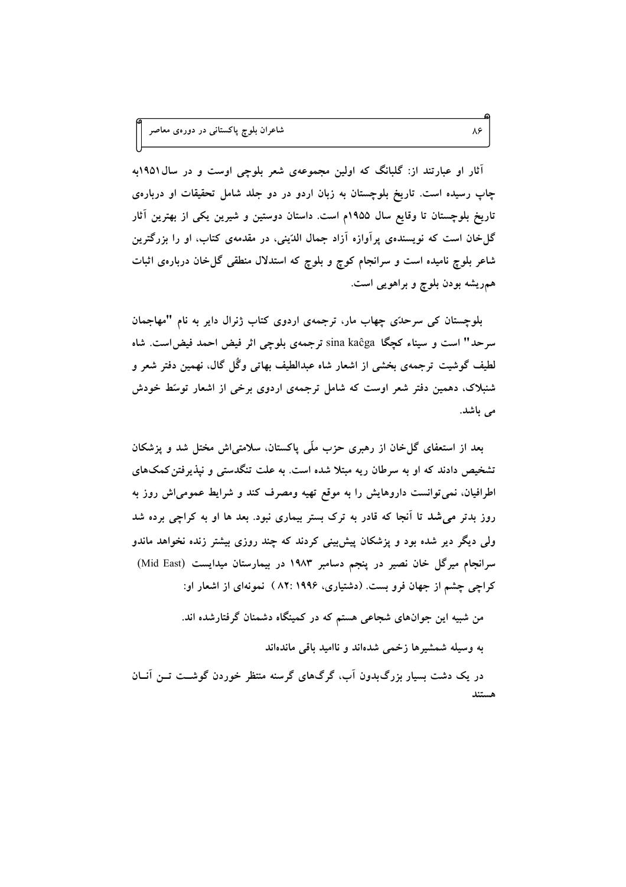آثار او عبارتند از: گلبانگ که اولین مجموعه‌ی شعر بلوچی اوست و در سال ۱۹۵۱به چاپ رسیده است. تاریخ بلوچستان به زبان اردو در دو جلد شامل تحقیقات او درباره‌ی تاریخ بلوچستان تا وقایع سال ۱۹۵۵م است. داستان دوستین و شیرین یکی از بهترین آثار گل‌خان است که نویسنده‌ی پرآوازه آزاد جمال الدّینی، در مقدمه‌ی کتاب، او را بزرگترین شاعر بلوچ نامیده است و سرانجام کوچ و بلوچ که استدلال منطقی گل‌خان درباره‌ی اثبات هم‌ریشه بودن بلوچ و براهویی است.

بلوچستان کی سرحدّی چهاپ مار، ترجمه‌ی اردوی کتاب ژنرال دایر به نام "مهاجمان سرحد" است و سیناء کچگا sina kaĉga ترجمه‌ی بلوچی اثر فیض احمد فیض‌است. شاه لطیف گوشیت ترجمه‌ی بخشی از اشعار شاه عبدالطیف بهاتی وگُل گال، نهمین دفتر شعر و شنبلاک، دهمین دفتر شعر اوست که شامل ترجمه‌ی اردوی برخی از اشعار توسّط خودش می باشد.

بعد از استعفای گل‌خان از رهبری حزب ملّی پاکستان، سلامتی‌اش مختل شد و پزشکان تشخیص دادند که او به سرطان ریه مبتلا شده است. به علت تنگدستی و نپذیرفتن کمک‌های اطرافیان، نمی‌توانست داروهایش را به موقع تهیه ومصرف کند و شرایط عمومی‌اش روز به روز بدتر می‌شد تا آنجا که قادر به ترک بستر بیماری نبود. بعد ها او به کراچی برده شد ولی دیگر دیر شده بود و پزشکان پیش‌بینی کردند که چند روزی بیشتر زنده نخواهد ماندو سرانجام میرگل خان نصیر در پنجم دسامبر ۱۹۸۳ در بیمارستان میدایست (Mid East) کراچی چشم از جهان فرو بست. (دشتیاری، ۱۹۹۶ :۸۲ ) نمونه‌ای از اشعار او:

من شبیه این جوان‌های شجاعی هستم که در کمینگاه دشمنان گرفتارشده اند.

به وسیله شمشیرها زخمی شده‌اند و ناامید باقی مانده‌اند

در یک دشت بسیار بزرگ‌بدون آب، گرگ‌های گرسنه منتظر خوردن گوشت تن آنان هستند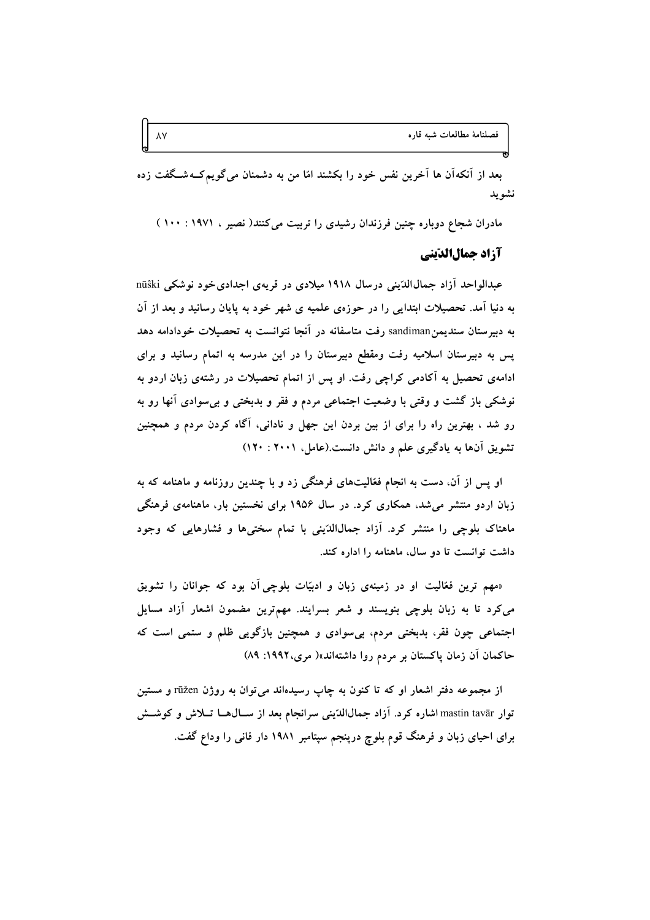بعد از آنکه‌آن ها آخرین نفس خود را بکشند امّا من به دشمنان می‌گویم‌کـه شـگفت زده نشوید

مادران شجاع دوباره چنین فرزندان رشیدی را تربیت می‌کنند( نصیر ، ۱۹۷۱ : ۱۰۰ )

## آزاد جمال‌الدّینی

عبدالواحد آزاد جمال‌الدّینی درسال ۱۹۱۸ میلادی در قریه‌ی اجدادی‌خود نوشکی nûški به دنیا آمد. تحصیلات ابتدایی را در حوزه‌ی علمیه ی شهر خود به پایان رسانید و بعد از آن به دبیرستان سندیمنsandiman رفت متاسفانه در آنجا نتوانست به تحصیلات خودادامه دهد پس به دبیرستان اسلامیه رفت ومقطع دبیرستان را در این مدرسه به اتمام رسانید و برای ادامه‌ی تحصیل به آکادمی کراچی رفت. او پس از اتمام تحصیلات در رشته‌ی زبان اردو به نوشکی باز گشت و وقتی با وضعیت اجتماعی مردم و فقر و بدبختی و بی‌سوادی آنها رو به رو شد ، بهترین راه را برای از بین بردن این جهل و نادانی، آگاه کردن مردم و همچنین تشویق آن‌ها به یادگیری علم و دانش دانست.(عامل، ۲۰۰۱ : ۱۲۰)

او پس از آن، دست به انجام فعّالیت‌های فرهنگی زد و با چندین روزنامه و ماهنامه که به زبان اردو منتشر می‌شد، همکاری کرد. در سال ۱۹۵۶ برای نخستین بار، ماهنامه‌ی فرهنگی ماهتاک بلوچی را منتشر کرد. آزاد جمال‌الدّینی با تمام سختی‌ها و فشارهایی که وجود داشت توانست تا دو سال، ماهنامه را اداره کند.

«مهم ترین فعّالیت او در زمینه‌ی زبان و ادبیّات بلوچی آن بود که جوانان را تشویق می‌کرد تا به زبان بلوچی بنویسند و شعر بسرایند. مهم‌ترین مضمون اشعار آزاد مسایل اجتماعی چون فقر، بدبختی مردم، بی‌سوادی و همچنین بازگویی ظلم و ستمی است که حاکمان آن زمان پاکستان بر مردم روا داشته‌اند»( مری،۱۹۹۲: ۸۹)

از مجموعه دفتر اشعار او که تا کنون به چاپ رسیده‌اند می‌توان به روژن rūžen و مستین توار mastin tavār اشاره کرد. آزاد جمال‌الدّینی سرانجام بعد از سـال‌هـا تـلاش و کوشـش برای احیای زبان و فرهنگ قوم بلوچ درپنجم سپتامبر ۱۹۸۱ دار فانی را وداع گفت.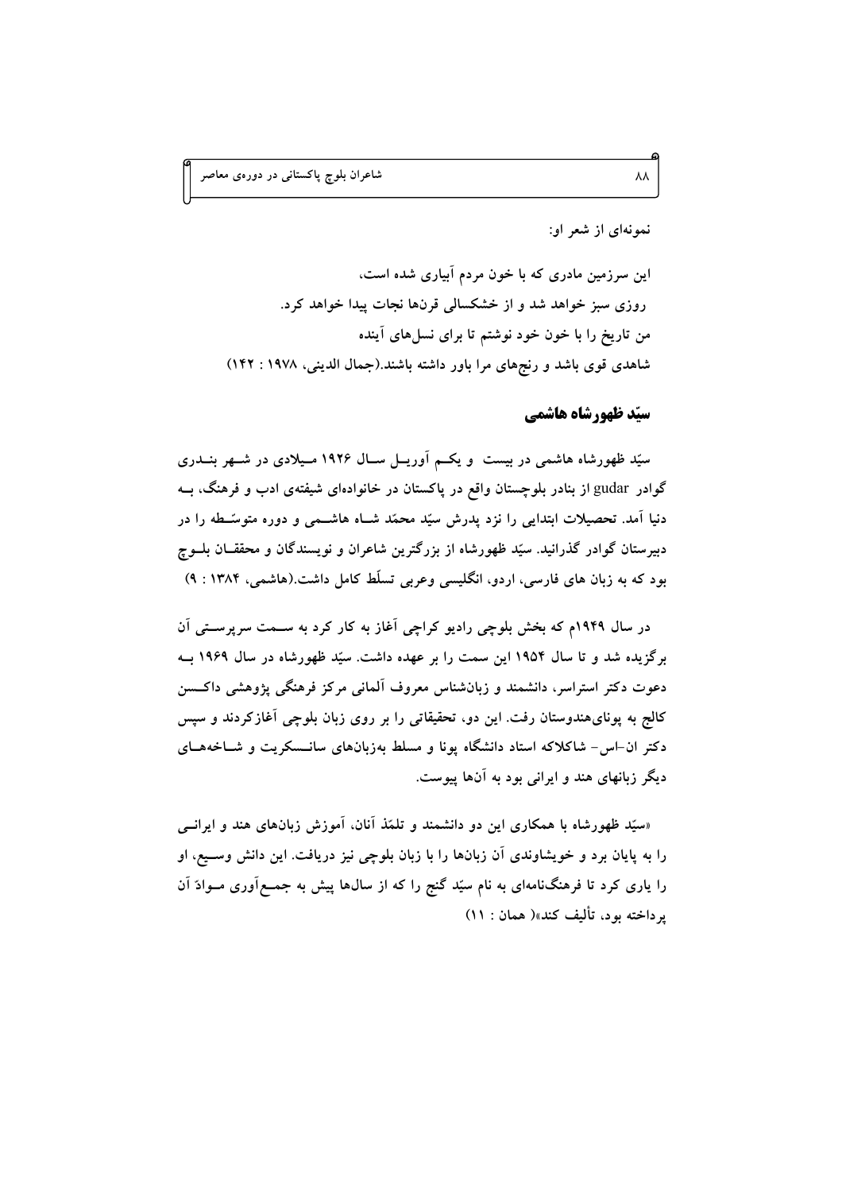نمونه‌ای از شعر او:

این سرزمین مادری که با خون مردم آبیاری شده است،
روزی سبز خواهد شد و از خشکسالی قرن‌ها نجات پیدا خواهد کرد.
من تاریخ را با خون خود نوشتم تا برای نسل‌های آینده
شاهدی قوی باشد و رنج‌های مرا باور داشته باشند.(جمال الدینی، ۱۹۷۸ : ۱۴۲)

## سیّد ظهورشاه هاشمی

سیّد ظهورشاه هاشمی در بیست و یکم آوریل سال ۱۹۲۶ میلادی در شهر بندری گوادر gudar از بنادر بلوچستان واقع در پاکستان در خانواده‌ای شیفته‌ی ادب و فرهنگ، به دنیا آمد. تحصیلات ابتدایی را نزد پدرش سیّد محمّد شاه هاشمی و دوره متوسّطه را در دبیرستان گوادر گذرانید. سیّد ظهورشاه از بزرگترین شاعران و نویسندگان و محققان بلوچ بود که به زبان های فارسی، اردو، انگلیسی وعربی تسلّط کامل داشت.(هاشمی، ۱۳۸۴ : ۹)

در سال ۱۹۴۹م که بخش بلوچی رادیو کراچی آغاز به کار کرد به سمت سرپرستی آن برگزیده شد و تا سال ۱۹۵۴ این سمت را بر عهده داشت. سیّد ظهورشاه در سال ۱۹۶۹ به دعوت دکتر استراسر، دانشمند و زبان‌شناس معروف آلمانی مرکز فرهنگی پژوهشی داکسن کالج به پونای‌هندوستان رفت. این دو، تحقیقاتی را بر روی زبان بلوچی آغازکردند و سپس دکتر ان–اس– شاکلاکه استاد دانشگاه پونا و مسلط به‌زبان‌های سانسکریت و شاخه‌های دیگر زبانهای هند و ایرانی بود به آن‌ها پیوست.

«سیّد ظهورشاه با همکاری این دو دانشمند و تلمّذ آنان، آموزش زبان‌های هند و ایرانی را به پایان برد و خویشاوندی آن زبان‌ها را با زبان بلوچی نیز دریافت. این دانش وسیع، او را یاری کرد تا فرهنگ‌نامه‌ای به نام سیّد گنج را که از سال‌ها پیش به جمع‌آوری موادّ آن پرداخته بود، تألیف کند»( همان : ۱۱)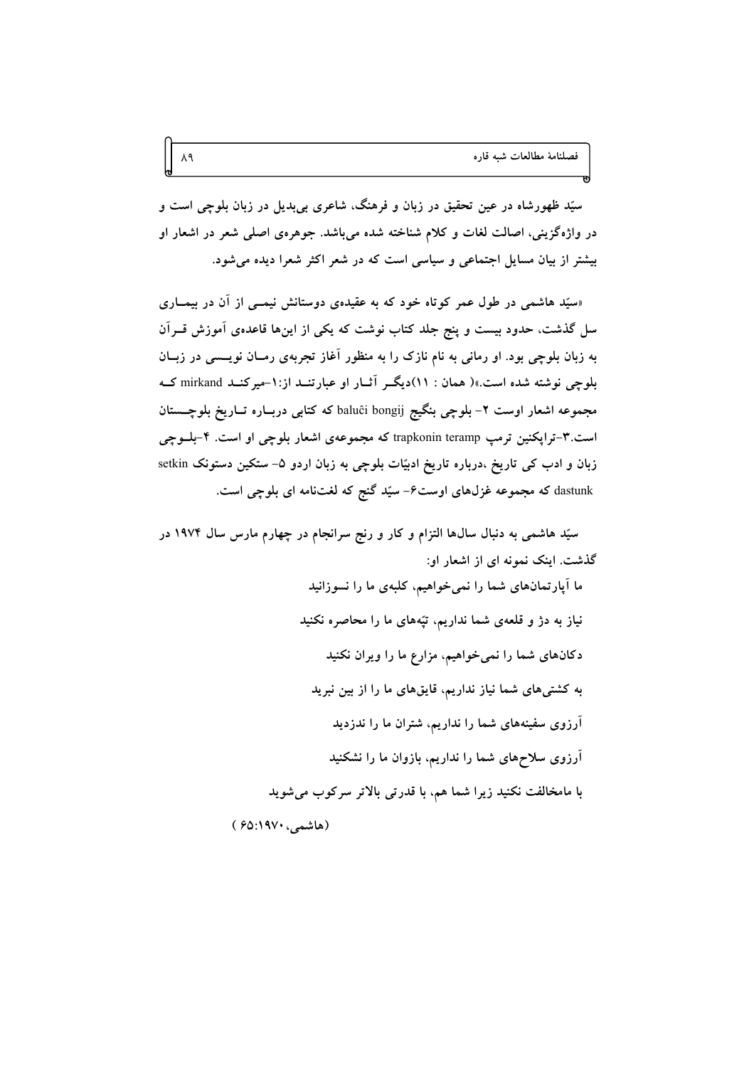سیّد ظهورشاه در عین تحقیق در زبان و فرهنگ، شاعری بی‌بدیل در زبان بلوچی است و در واژه‌گزینی، اصالت لغات و کلام شناخته شده می‌باشد. جوهره‌ی اصلی شعر در اشعار او بیشتر از بیان مسایل اجتماعی و سیاسی است که در شعر اکثر شعرا دیده می‌شود.

«سیّد هاشمی در طول عمر کوتاه خود که به عقیده‌ی دوستانش نیمی از آن در بیماری سل گذشت، حدود بیست و پنج جلد کتاب نوشت که یکی از این‌ها قاعده‌ی آموزش قرآن به زبان بلوچی بود. او رمانی به نام نازک را به منظور آغاز تجربه‌ی رمان نویسی در زبان بلوچی نوشته شده است.»( همان : ۱۱)دیگر آثار او عبارتند از:۱-میرکند mirkand که مجموعه اشعار اوست ۲- بلوچی بنگیج baluĉi bongij که کتابی درباره تاریخ بلوچستان است.۳-تراپکنین ترمپ trapkonin teramp که مجموعه‌ی اشعار بلوچی او است. ۴-بلوچی زبان و ادب کی تاریخ ،درباره تاریخ ادبیّات بلوچی به زبان اردو ۵- ستکین دستونک setkin dastunk که مجموعه غزل‌های اوست۶- سیّد گنج که لغت‌نامه ای بلوچی است.

سیّد هاشمی به دنبال سال‌ها التزام و کار و رنج سرانجام در چهارم مارس سال ۱۹۷۴ در گذشت. اینک نمونه ای از اشعار او:

ما آپارتمان‌های شما را نمی‌خواهیم، کلبه‌ی ما را نسوزانید

نیاز به دژ و قلعه‌ی شما نداریم، تپّه‌های ما را محاصره نکنید

دکان‌های شما را نمی‌خواهیم، مزارع ما را ویران نکنید

به کشتی‌های شما نیاز نداریم، قایق‌های ما را از بین نبرید

آرزوی سفینه‌های شما را نداریم، شتران ما را ندزدید

آرزوی سلاح‌های شما را نداریم، بازوان ما را نشکنید

با مامخالفت نکنید زیرا شما هم، با قدرتی بالاتر سرکوب می‌شوید

(هاشمی، ۶۵:۱۹۷۰ )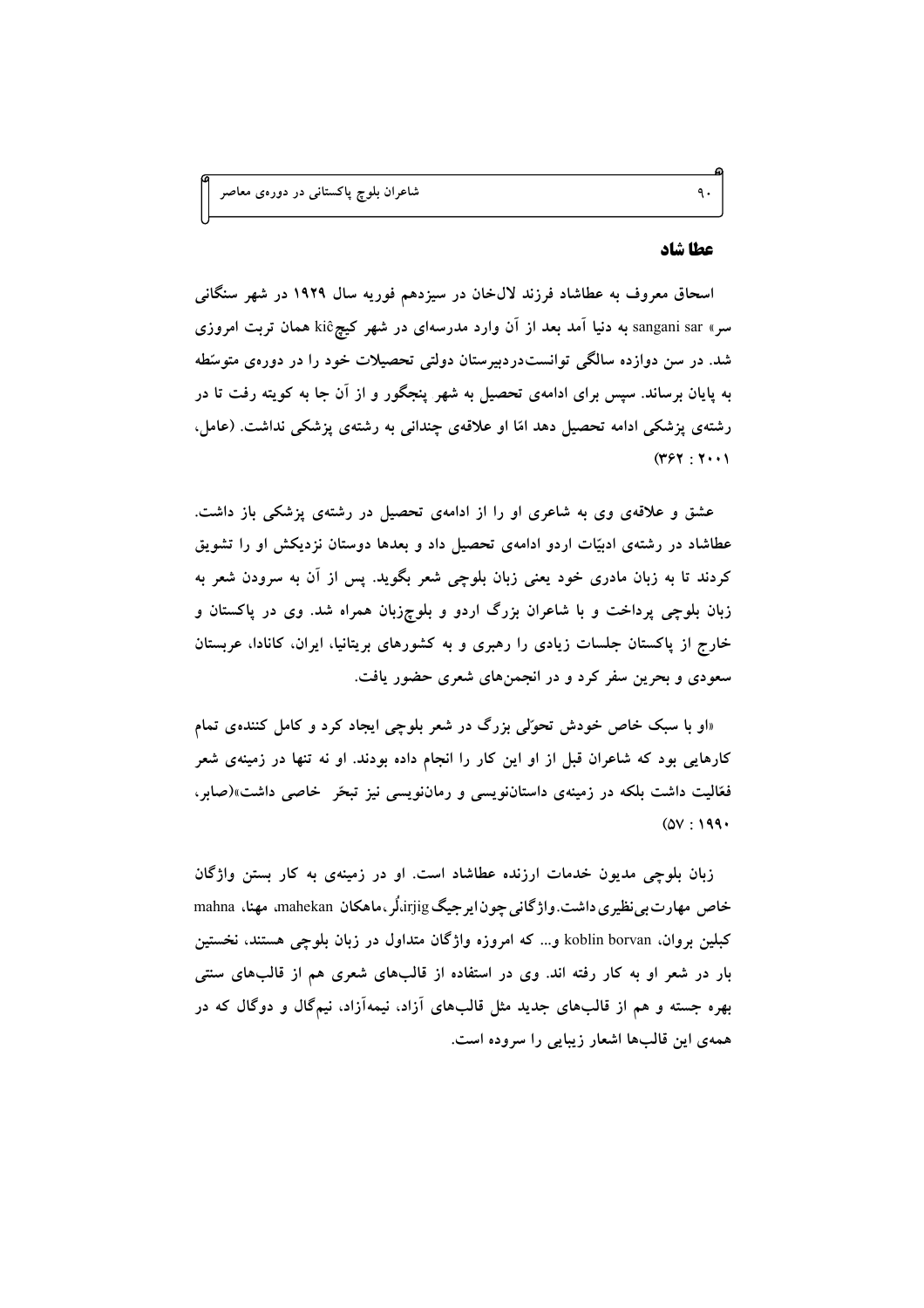## عطا شاد

اسحاق معروف به عطاشاد فرزند لال‌خان در سیزدهم فوریه سال ۱۹۲۹ در شهر سنگانی سر» sangani sar به دنیا آمد بعد از آن وارد مدرسه‌ای در شهر کیچ kiĉ همان تربت امروزی شد. در سن دوازده سالگی توانست‌دردبیرستان دولتی تحصیلات خود را در دوره‌ی متوسّطه به پایان برساند. سپس برای ادامه‌ی تحصیل به شهر پنجگور و از آن جا به کویته رفت تا در رشته‌ی پزشکی ادامه تحصیل دهد امّا او علاقه‌ی چندانی به رشته‌ی پزشکی نداشت. (عامل، ۲۰۰۱ : ۳۶۲)

عشق و علاقه‌ی وی به شاعری او را از ادامه‌ی تحصیل در رشته‌ی پزشکی باز داشت. عطاشاد در رشته‌ی ادبیّات اردو ادامه‌ی تحصیل داد و بعدها دوستان نزدیکش او را تشویق کردند تا به زبان مادری خود یعنی زبان بلوچی شعر بگوید. پس از آن به سرودن شعر به زبان بلوچی پرداخت و با شاعران بزرگ اردو و بلوچ‌زبان همراه شد. وی در پاکستان و خارج از پاکستان جلسات زیادی را رهبری و به کشورهای بریتانیا، ایران، کانادا، عربستان سعودی و بحرین سفر کرد و در انجمن‌های شعری حضور یافت.

«او با سبک خاص خودش تحوّلی بزرگ در شعر بلوچی ایجاد کرد و کامل کننده‌ی تمام کارهایی بود که شاعران قبل از او این کار را انجام داده بودند. او نه تنها در زمینه‌ی شعر فعّالیت داشت بلکه در زمینه‌ی داستان‌نویسی و رمان‌نویسی نیز تبحّر خاصی داشت»(صابر، ۱۹۹۰ : ۵۷)

زبان بلوچی مدیون خدمات ارزنده عطاشاد است. او در زمینه‌ی به کار بستن واژگان خاص مهارت بی‌نظیری داشت. واژگانی چون ایرجیگ irjig،لُر،ماهکان mahekan، مهنا، mahna کبلین بروان، koblin borvan و... که امروزه واژگان متداول در زبان بلوچی هستند، نخستین بار در شعر او به کار رفته اند. وی در استفاده از قالب‌های شعری هم از قالب‌های سنتی بهره جسته و هم از قالب‌های جدید مثل قالب‌های آزاد، نیمه‌آزاد، نیم‌گال و دوگال که در همه‌ی این قالب‌ها اشعار زیبایی را سروده است.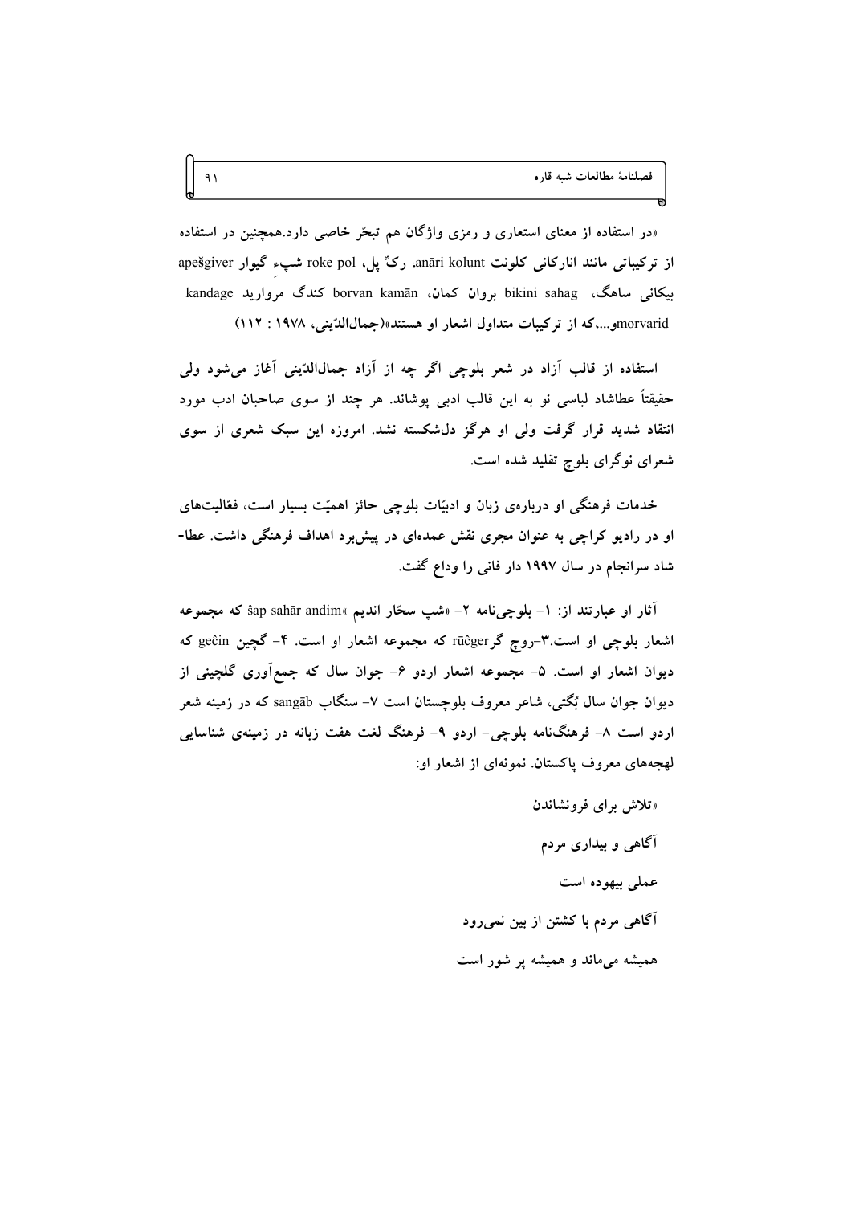«در استفاده از معنای استعاری و رمزی واژگان هم تبحّر خاصی دارد.همچنین در استفاده از ترکیباتی مانند انارکانی کلونت anāri kolunt، رکّ پل roke pol، شپء گیوار apešgiver بیکانی ساهگ، bikini sahag بروان کمان، borvan kamān کندگ مروارید kandage morvaridو...،که از ترکیبات متداول اشعار او هستند»(جمال‌الدّینی، ۱۹۷۸ : ۱۱۲)

استفاده از قالب آزاد در شعر بلوچی اگر چه از آزاد جمال‌الدّینی آغاز می‌شود ولی حقیقتاً عطاشاد لباسی نو به این قالب ادبی پوشاند. هر چند از سوی صاحبان ادب مورد انتقاد شدید قرار گرفت ولی او هرگز دل‌شکسته نشد. امروزه این سبک شعری از سوی شعرای نوگرای بلوچ تقلید شده است.

خدمات فرهنگی او درباره‌ی زبان و ادبیّات بلوچی حائز اهمیّت بسیار است، فعّالیت‌های او در رادیو کراچی به عنوان مجری نقش عمده‌ای در پیش‌برد اهداف فرهنگی داشت. عطا-شاد سرانجام در سال ۱۹۹۷ دار فانی را وداع گفت.

آثار او عبارتند از: ۱- بلوچی‌نامه ۲- «شپ سحّار اندیم »šap sahār andim که مجموعه اشعار بلوچی او است.۳-روچ گرrūčger که مجموعه اشعار او است. ۴- گچین geĉin که دیوان اشعار او است. ۵- مجموعه اشعار اردو ۶- جوان سال که جمع‌آوری گلچینی از دیوان جوان سال بُگتی، شاعر معروف بلوچستان است ۷- سنگاب sangāb که در زمینه شعر اردو است ۸- فرهنگ‌نامه بلوچی- اردو ۹- فرهنگ لغت هفت زبانه در زمینه‌ی شناسایی لهجه‌های معروف پاکستان. نمونه‌ای از اشعار او:

«تلاش برای فرونشاندن

آگاهی و بیداری مردم

عملی بیهوده است

آگاهی مردم با کشتن از بین نمی‌رود

همیشه می‌ماند و همیشه پر شور است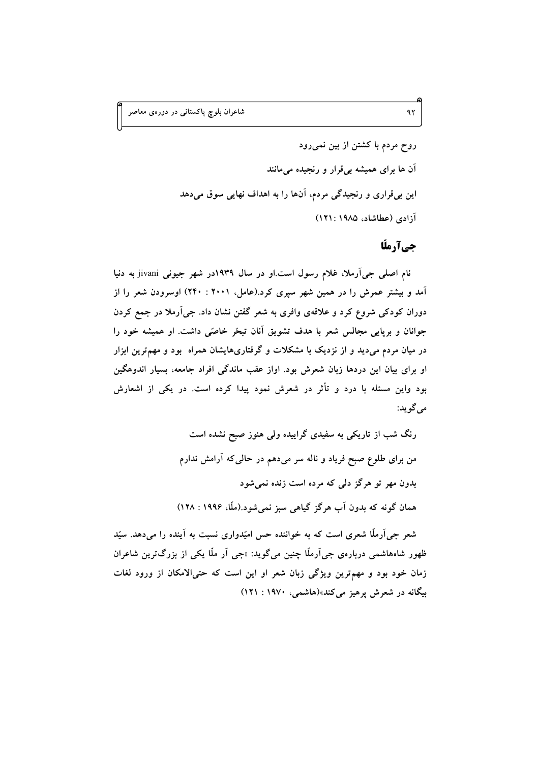روح مردم با کشتن از بین نمی‌رود

آن ها برای همیشه بی‌قرار و رنجیده می‌مانند

این بی‌قراری و رنجیدگی مردم، آن‌ها را به اهداف نهایی سوق می‌دهد

آزادی (عطاشاد، ۱۹۸۵ :۱۲۱)

## جی‌آرملّا

نام اصلی جی‌آرملا، غلام رسول است.او در سال ۱۹۳۹در شهر جیونی jivani به دنیا آمد و بیشتر عمرش را در همین شهر سپری کرد.(عامل، ۲۰۰۱ : ۲۴۰) اوسرودن شعر را از دوران کودکی شروع کرد و علاقه‌ی وافری به شعر گفتن نشان داد. جی‌آرملا در جمع کردن جوانان و برپایی مجالس شعر با هدف تشویق آنان تبحّر خاصّی داشت. او همیشه خود را در میان مردم می‌دید و از نزدیک با مشکلات و گرفتاری‌هایشان همراه بود و مهم‌ترین ابزار او برای بیان این دردها زبان شعرش بود. اواز عقب ماندگی افراد جامعه، بسیار اندوهگین بود واین مسئله با درد و تأثر در شعرش نمود پیدا کرده است. در یکی از اشعارش می‌گوید:

رنگ شب از تاریکی به سفیدی گراییده ولی هنوز صبح نشده است

من برای طلوع صبح فریاد و ناله سر می‌دهم در حالی‌که آرامش ندارم

بدون مهر تو هرگز دلی که مرده است زنده نمی‌شود

همان گونه که بدون آب هرگز گیاهی سبز نمی‌شود.(ملّا، ۱۹۹۶ : ۱۲۸)

شعر جی‌آرملّا شعری است که به خواننده حس امیّدواری نسبت به آینده را می‌دهد. سیّد ظهور شاه‌هاشمی درباره‌ی جی‌آرملّا چنین می‌گوید: «جی آر ملّا یکی از بزرگ‌ترین شاعران زمان خود بود و مهم‌ترین ویژگی زبان شعر او این است که حتی‌الامکان از ورود لغات بیگانه در شعرش پرهیز می‌کند»(هاشمی، ۱۹۷۰ : ۱۲۱)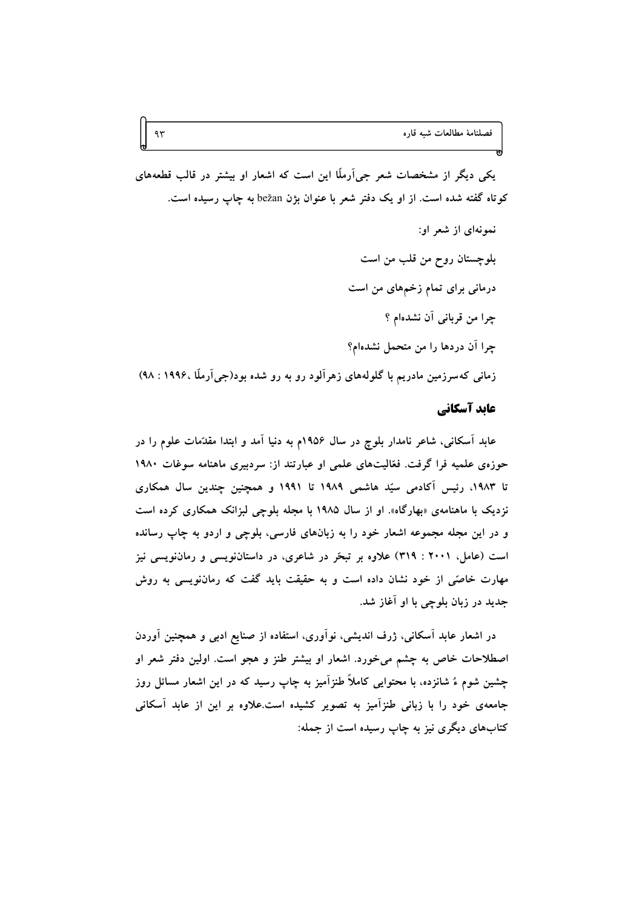یکی دیگر از مشخصات شعر جی‌آرملًا این است که اشعار او بیشتر در قالب قطعه‌های کوتاه گفته شده است. از او یک دفتر شعر با عنوان بژن bežan به چاپ رسیده است.

نمونه‌ای از شعر او:

بلوچستان روح من قلب من است

درمانی برای تمام زخم‌های من است

چرا من قربانی آن نشده‌ام ؟

چرا آن دردها را من متحمل نشده‌ام؟

زمانی که‌سرزمین مادریم با گلوله‌های زهرآلود رو به رو شده بود(جی‌آرملًا ،۱۹۹۶ : ۹۸)

## عابد آسکانی

عابد آسکانی، شاعر نامدار بلوچ در سال ۱۹۵۶م به دنیا آمد و ابتدا مقدّمات علوم را در حوزه‌ی علمیه فرا گرفت. فعّالیت‌های علمی او عبارتند از: سردبیری ماهنامه سوغات ۱۹۸۰ تا ۱۹۸۳، رئیس آکادمی سیّد هاشمی ۱۹۸۹ تا ۱۹۹۱ و همچنین چندین سال همکاری نزدیک با ماهنامه‌ی «بهارگاه». او از سال ۱۹۸۵ با مجله بلوچی لبزانک همکاری کرده است و در این مجله مجموعه اشعار خود را به زبان‌های فارسی، بلوچی و اردو به چاپ رسانده است (عامل، ۲۰۰۱ : ۳۱۹) علاوه بر تبحّر در شاعری، در داستان‌نویسی و رمان‌نویسی نیز مهارت خاصّی از خود نشان داده است و به حقیقت باید گفت که رمان‌نویسی به روش جدید در زبان بلوچی با او آغاز شد.

در اشعار عابد آسکانی، ژرف اندیشی، نوآوری، استفاده از صنایع ادبی و همچنین آوردن اصطلاحات خاص به چشم می‌خورد. اشعار او بیشتر طنز و هجو است. اولین دفتر شعر او چشین شوم ءُ شانزده، با محتوایی کاملاً طنزآمیز به چاپ رسید که در این اشعار مسائل روز جامعه‌ی خود را با زبانی طنزآمیز به تصویر کشیده است.علاوه بر این از عابد آسکانی کتاب‌های دیگری نیز به چاپ رسیده است از جمله: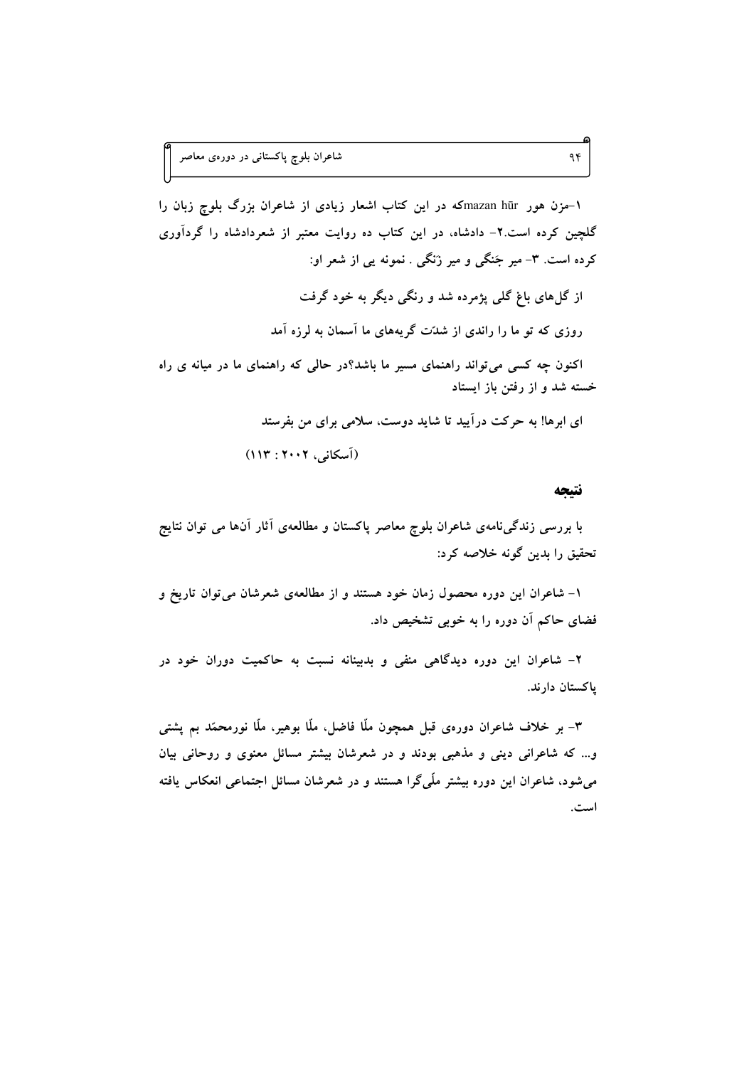۱–مزن هور mazan hūrکه در این کتاب اشعار زیادی از شاعران بزرگ بلوچ زبان را گلچین کرده است.۲– دادشاه، در این کتاب ده روایت معتبر از شعردادشاه را گردآوری کرده است. ۳– میر جَنگی و میر زَنگی . نمونه یی از شعر او:

از گل‌های باغ گلی پژمرده شد و رنگی دیگر به خود گرفت

روزی که تو ما را راندی از شدّت گریه‌های ما آسمان به لرزه آمد

اکنون چه کسی می‌تواند راهنمای مسیر ما باشد؟در حالی که راهنمای ما در میانه ی راه خسته شد و از رفتن باز ایستاد

ای ابرها! به حرکت درآیید تا شاید دوست، سلامی برای من بفرستد

(آسکانی، ۲۰۰۲ : ۱۱۳)

## نتیجه

با بررسی زندگی‌نامه‌ی شاعران بلوچ معاصر پاکستان و مطالعه‌ی آثار آن‌ها می توان نتایج تحقیق را بدین گونه خلاصه کرد:

۱– شاعران این دوره محصول زمان خود هستند و از مطالعه‌ی شعرشان می‌توان تاریخ و فضای حاکم آن دوره را به خوبی تشخیص داد.

۲– شاعران این دوره دیدگاهی منفی و بدبینانه نسبت به حاکمیت دوران خود در پاکستان دارند.

۳– بر خلاف شاعران دوره‌ی قبل همچون ملّا فاضل، ملّا بوهیر، ملّا نورمحمّد بم پشتی و... که شاعرانی دینی و مذهبی بودند و در شعرشان بیشتر مسائل معنوی و روحانی بیان می‌شود، شاعران این دوره بیشتر ملّی‌گرا هستند و در شعرشان مسائل اجتماعی انعکاس یافته است.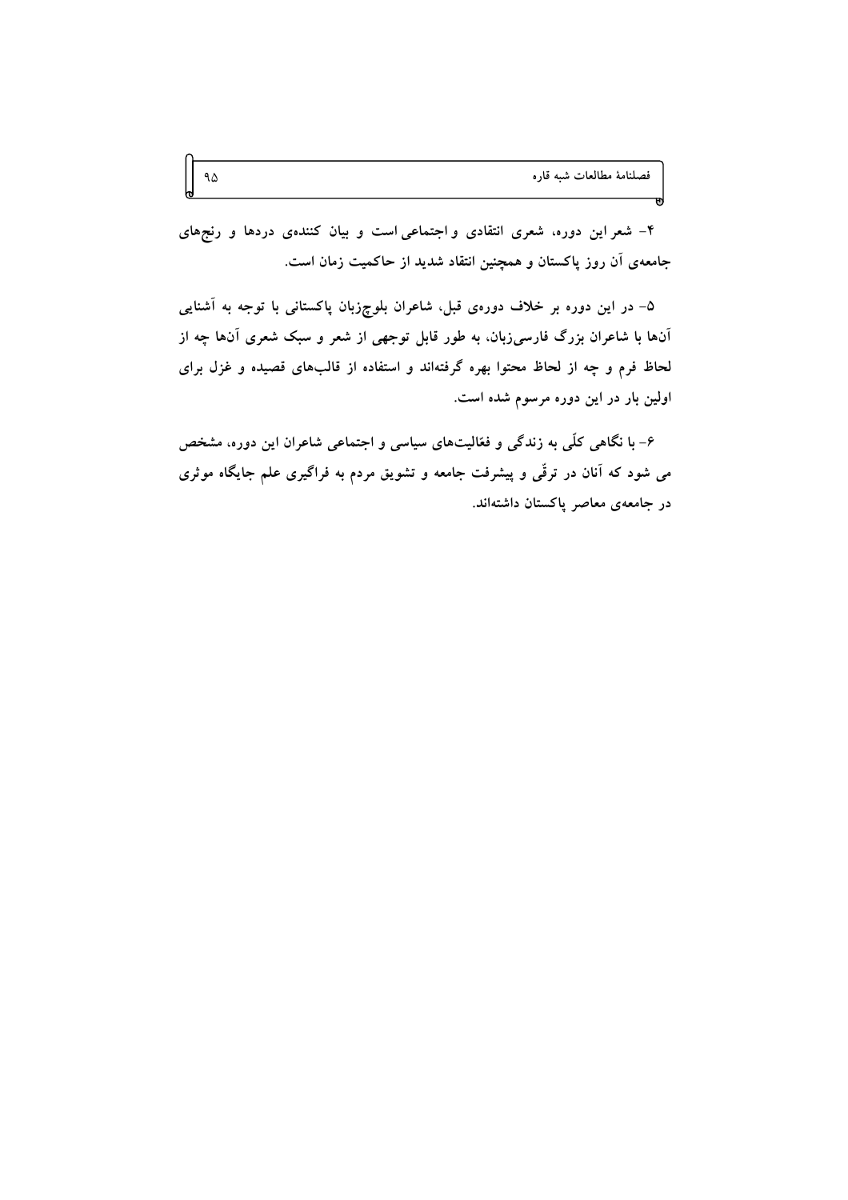۴- شعر این دوره، شعری انتقادی و اجتماعی است و بیان کننده‌ی دردها و رنج‌های جامعه‌ی آن روز پاکستان و همچنین انتقاد شدید از حاکمیت زمان است.

۵- در این دوره بر خلاف دوره‌ی قبل، شاعران بلوچ‌زبان پاکستانی با توجه به آشنایی آن‌ها با شاعران بزرگ فارسی‌زبان، به طور قابل توجهی از شعر و سبک شعری آن‌ها چه از لحاظ فرم و چه از لحاظ محتوا بهره گرفته‌اند و استفاده از قالب‌های قصیده و غزل برای اولین بار در این دوره مرسوم شده است.

۶- با نگاهی کلّی به زندگی و فعّالیت‌های سیاسی و اجتماعی شاعران این دوره، مشخص می شود که آنان در ترقّی و پیشرفت جامعه و تشویق مردم به فراگیری علم جایگاه موثری در جامعه‌ی معاصر پاکستان داشته‌اند.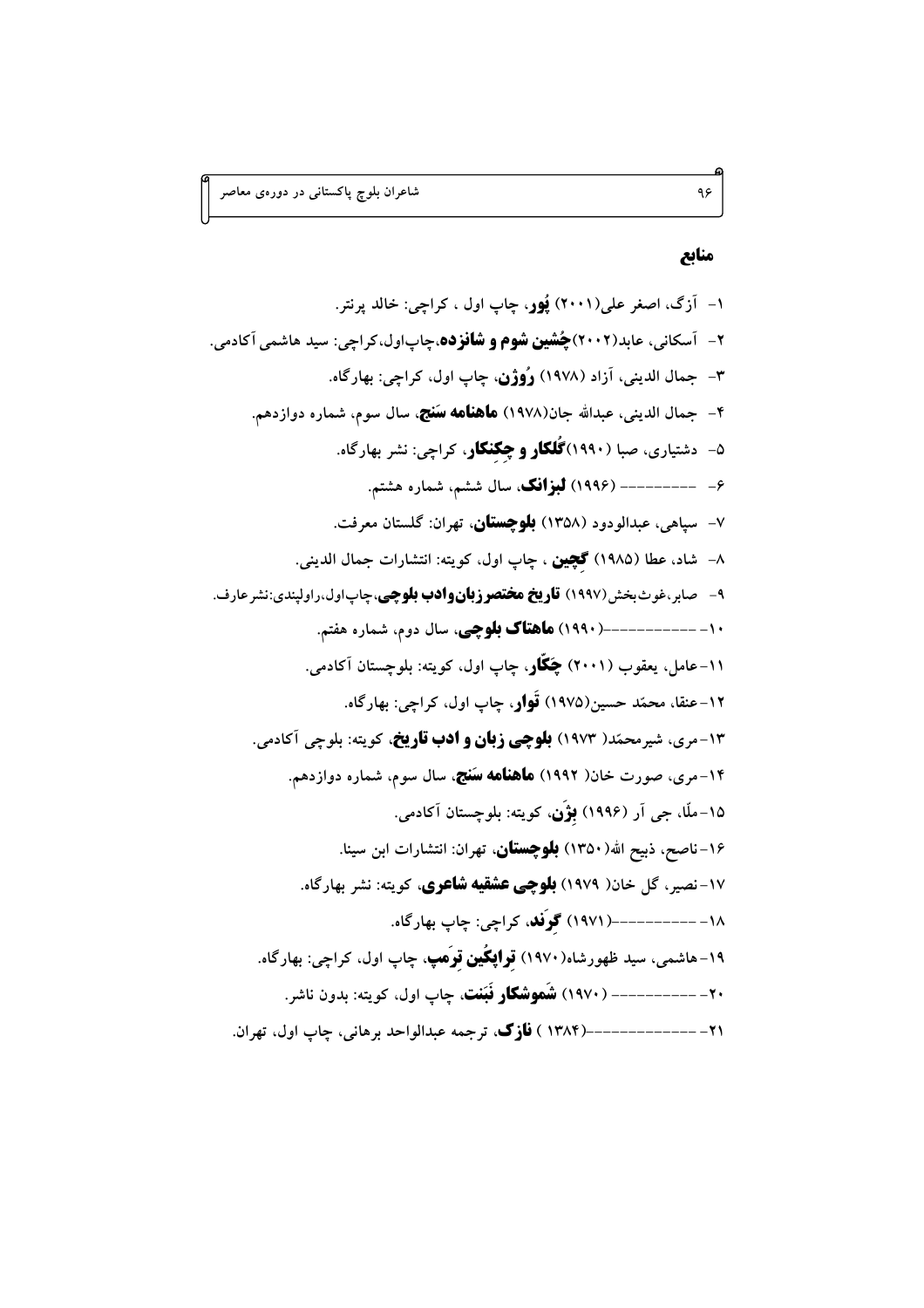## منابع

۱- آزگ، اصغر علی(۲۰۰۱) **پُور**، چاپ اول ، کراچی: خالد پرنتر.

۲- آسکانی، عابد(۲۰۰۲)**چُشین شوم و شانزده**،چاپ‌اول،کراچی: سید هاشمی آکادمی.

۳- جمال الدینی، آزاد (۱۹۷۸) **رُوژن**، چاپ اول، کراچی: بهارگاه.

۴- جمال الدینی، عبدالله جان(۱۹۷۸) **ماهنامه سَنج**، سال سوم، شماره دوازدهم.

۵- دشتیاری، صبا (۱۹۹۰)**گُلکار و چِکنکار**، کراچی: نشر بهارگاه.

۶- ---------- (۱۹۹۶) **لبزانک**، سال ششم، شماره هشتم.

۷- سپاهی، عبدالودود (۱۳۵۸) **بلوچستان**، تهران: گلستان معرفت.

۸- شاد، عطا (۱۹۸۵) **گچین** ، چاپ اول، کویته: انتشارات جمال الدینی.

۹- صابر،غوث‌بخش(۱۹۹۷) **تاریخ مختصرزبان‌وادب بلوچی**،چاپ‌اول،راولپندی:نشرعارف.

۱۰- ------------(۱۹۹۰) **ماهتاک بلوچی**، سال دوم، شماره هفتم.

۱۱-عامل، یعقوب (۲۰۰۱) **چَکّار**، چاپ اول، کویته: بلوچستان آکادمی.

۱۲-عنقا، محمّد حسین(۱۹۷۵) **تَوار**، چاپ اول، کراچی: بهارگاه.

۱۳-مری، شیرمحمّد( ۱۹۷۳) **بلوچی زبان و ادب تاریخ**، کویته: بلوچی آکادمی.

۱۴-مری، صورت خان( ۱۹۹۲) **ماهنامه سَنج**، سال سوم، شماره دوازدهم.

۱۵-ملّا، جی آر (۱۹۹۶) **بِژَن**، کویته: بلوچستان آکادمی.

۱۶-ناصح، ذبیح الله(۱۳۵۰) **بلوچستان**، تهران: انتشارات ابن سینا.

۱۷-نصیر، گل خان( ۱۹۷۹) **بلوچی عشقیه شاعری**، کویته: نشر بهارگاه.

۱۸- -----------(۱۹۷۱) **گرنَد**، کراچی: چاپ بهارگاه.

۱۹-هاشمی، سید ظهورشاه(۱۹۷۰) **تراپکین ترَمپ**، چاپ اول، کراچی: بهارگاه.

۲۰- ----------- (۱۹۷۰) **شَموشکار نَبَنت**، چاپ اول، کویته: بدون ناشر.

۲۱- ------------(۱۳۸۴ ) **نازک**، ترجمه عبدالواحد برهانی، چاپ اول، تهران.